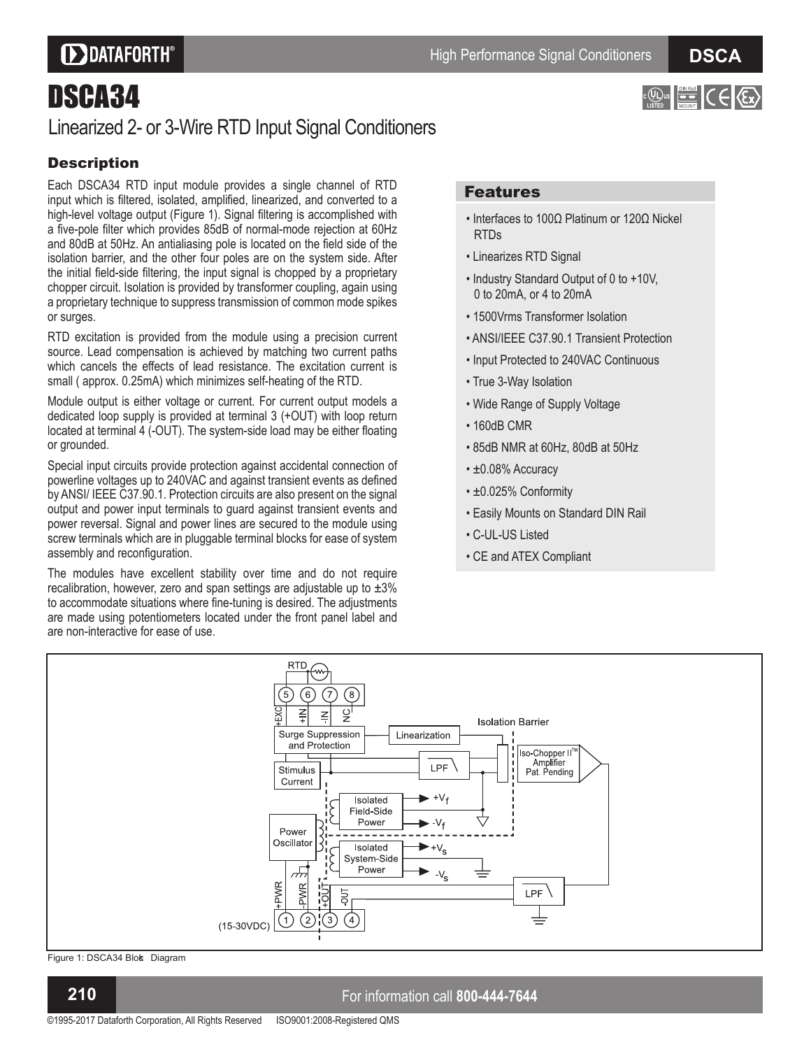# DSCA34

## Linearized 2- or 3-Wire RTD Input Signal Conditioners

### Description

Each DSCA34 RTD input module provides a single channel of RTD input which is filtered, isolated, amplified, linearized, and converted to a high-level voltage output (Figure 1). Signal filtering is accomplished with a five-pole filter which provides 85dB of normal-mode rejection at 60Hz and 80dB at 50Hz. An antialiasing pole is located on the field side of the isolation barrier, and the other four poles are on the system side. After the initial field-side filtering, the input signal is chopped by a proprietary chopper circuit. Isolation is provided by transformer coupling, again using a proprietary technique to suppress transmission of common mode spikes or surges.

RTD excitation is provided from the module using a precision current source. Lead compensation is achieved by matching two current paths which cancels the effects of lead resistance. The excitation current is small ( approx. 0.25mA) which minimizes self-heating of the RTD.

Module output is either voltage or current. For current output models a dedicated loop supply is provided at terminal 3 (+OUT) with loop return located at terminal 4 (-OUT). The system-side load may be either floating or grounded.

Special input circuits provide protection against accidental connection of powerline voltages up to 240VAC and against transient events as defined by ANSI/ IEEE C37.90.1. Protection circuits are also present on the signal output and power input terminals to guard against transient events and power reversal. Signal and power lines are secured to the module using screw terminals which are in pluggable terminal blocks for ease of system assembly and reconfiguration.

The modules have excellent stability over time and do not require recalibration, however, zero and span settings are adjustable up to ±3% to accommodate situations where fine-tuning is desired. The adjustments are made using potentiometers located under the front panel label and are non-interactive for ease of use.

### Features

- Interfaces to 100Ω Platinum or 120Ω Nickel RTDs
- Linearizes RTD Signal
- Industry Standard Output of 0 to +10V, 0 to 20mA, or 4 to 20mA
- 1500Vrms Transformer Isolation
- ANSI/IEEE C37.90.1 Transient Protection
- Input Protected to 240VAC Continuous
- True 3-Way Isolation
- Wide Range of Supply Voltage
- 160dB CMR
- 85dB NMR at 60Hz, 80dB at 50Hz
- ±0.08% Accuracy
- ±0.025% Conformity
- Easily Mounts on Standard DIN Rail
- C-UL-US Listed
- CE and ATEX Compliant

Figure 1: DSCA34 Block Diagram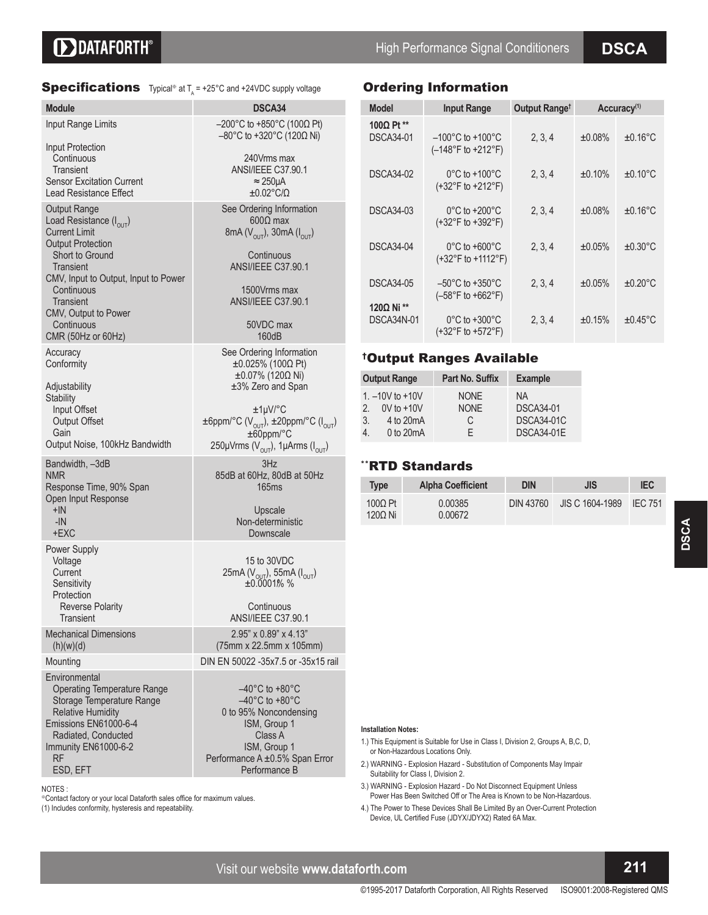## Specifications

Typical* at $T_A$ = +25°C and +24VDC supply voltage

| Module | DSCA34 |
|---|---|
| Input Range Limits | –200°C to +850°C (100Ω Pt)<br>–80°C to +320°C (120Ω Ni) |
| Input Protection | |
| Continuous | 240Vrms max |
| Transient | ANSI/IEEE C37.90.1 |
| Sensor Excitation Current | ≈ 250μA |
| Lead Resistance Effect | ±0.02°C/Ω |
| Output Range | See Ordering Information |
| Load Resistance ($I_{OUT}$) | 600Ω max |
| Current Limit | 8mA ($V_{OUT}$), 30mA ($I_{OUT}$) |
| Output Protection | |
| Short to Ground | Continuous |
| Transient | ANSI/IEEE C37.90.1 |
| CMV, Input to Output, Input to Power | |
| Continuous | 1500Vrms max |
| Transient | ANSI/IEEE C37.90.1 |
| CMV, Output to Power | |
| Continuous | 50VDC max |
| CMR (50Hz or 60Hz) | 160dB |
| Accuracy | See Ordering Information |
| Conformity | ±0.025% (100Ω Pt)<br>±0.07% (120Ω Ni) |
| Adjustability | ±3% Zero and Span |
| Stability | |
| Input Offset | ±1μV/°C |
| Output Offset | ±6ppm/°C ($V_{OUT}$), ±20ppm/°C ($I_{OUT}$) |
| Gain | ±60ppm/°C |
| Output Noise, 100kHz Bandwidth | 250μVrms ($V_{OUT}$), 1μArms ($I_{OUT}$) |
| Bandwidth, –3dB | 3Hz |
| NMR | 85dB at 60Hz, 80dB at 50Hz |
| Response Time, 90% Span | 165ms |
| Open Input Response | |
| +IN | Upscale |
| -IN | Non-deterministic |
| +EXC | Downscale |
| Power Supply | |
| Voltage | 15 to 30VDC |
| Current | 25mA ($V_{OUT}$), 55mA ($I_{OUT}$) |
| Sensitivity | ±0.0001%/% |
| Protection | |
| Reverse Polarity | Continuous |
| Transient | ANSI/IEEE C37.90.1 |
| Mechanical Dimensions (h)(w)(d) | 2.95" x 0.89" x 4.13"<br>(75mm x 22.5mm x 105mm) |
| Mounting | DIN EN 50022 -35x7.5 or -35x15 rail |
| Environmental | |
| Operating Temperature Range | –40°C to +80°C |
| Storage Temperature Range | –40°C to +80°C |
| Relative Humidity | 0 to 95% Noncondensing |
| Emissions EN61000-6-4 | ISM, Group 1 |
| Radiated, Conducted | Class A |
| Immunity EN61000-6-2 | ISM, Group 1 |
| RF | Performance A ±0.5% Span Error |
| ESD, EFT | Performance B |

NOTES :

*Contact factory or your local Dataforth sales office for maximum values.

(1) Includes conformity, hysteresis and repeatability.

## Ordering Information

| Model | Input Range | Output Range† | Accuracy(1) | |
|---|---|---|---|---|
| **100Ω Pt \*\*** | | | | |
| DSCA34-01 | –100°C to +100°C (–148°F to +212°F) | 2, 3, 4 | ±0.08% | ±0.16°C |
| DSCA34-02 | 0°C to +100°C (+32°F to +212°F) | 2, 3, 4 | ±0.10% | ±0.10°C |
| DSCA34-03 | 0°C to +200°C (+32°F to +392°F) | 2, 3, 4 | ±0.08% | ±0.16°C |
| DSCA34-04 | 0°C to +600°C (+32°F to +1112°F) | 2, 3, 4 | ±0.05% | ±0.30°C |
| DSCA34-05 | –50°C to +350°C (–58°F to +662°F) | 2, 3, 4 | ±0.05% | ±0.20°C |
| **120Ω Ni \*\*** | | | | |
| DSCA34N-01 | 0°C to +300°C (+32°F to +572°F) | 2, 3, 4 | ±0.15% | ±0.45°C |

## †Output Ranges Available

| Output Range | Part No. Suffix | Example |
|---|---|---|
| 1. –10V to +10V | NONE | NA |
| 2. 0V to +10V | NONE | DSCA34-01 |
| 3. 4 to 20mA | C | DSCA34-01C |
| 4. 0 to 20mA | E | DSCA34-01E |

## **RTD Standards

| Type | Alpha Coefficient | DIN | JIS | IEC |
|---|---|---|---|---|
| 100Ω Pt<br>120Ω Ni | 0.00385<br>0.00672 | DIN 43760 | JIS C 1604-1989 | IEC 751 |

**Installation Notes:**

1.) This Equipment is Suitable for Use in Class I, Division 2, Groups A, B,C, D, or Non-Hazardous Locations Only.

2.) WARNING - Explosion Hazard - Substitution of Components May Impair Suitability for Class I, Division 2.

3.) WARNING - Explosion Hazard - Do Not Disconnect Equipment Unless Power Has Been Switched Off or The Area is Known to be Non-Hazardous.

4.) The Power to These Devices Shall Be Limited By an Over-Current Protection Device, UL Certified Fuse (JDYX/JDYX2) Rated 6A Max.